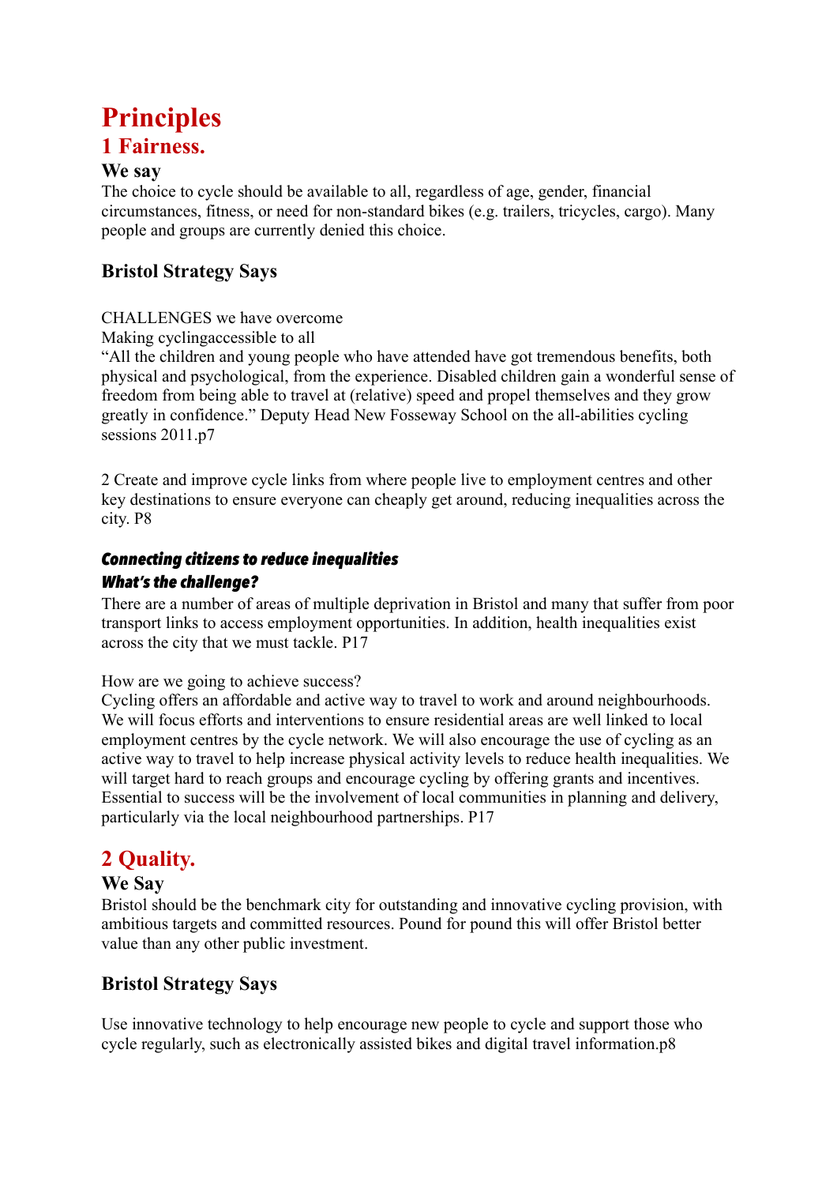# Principles

## 1 Fairness.

### We say

The choice to cycle should be available to all, regardless of age, gender, financial circumstances, fitness, or need for non-standard bikes (e.g. trailers, tricycles, cargo). Many people and groups are currently denied this choice.

### Bristol Strategy Says

CHALLENGES we have overcome
Making cyclingaccessible to all
"All the children and young people who have attended have got tremendous benefits, both physical and psychological, from the experience. Disabled children gain a wonderful sense of freedom from being able to travel at (relative) speed and propel themselves and they grow greatly in confidence." Deputy Head New Fosseway School on the all-abilities cycling sessions 2011.p7

2 Create and improve cycle links from where people live to employment centres and other key destinations to ensure everyone can cheaply get around, reducing inequalities across the city. P8

***Connecting citizens to reduce inequalities***
***What's the challenge?***

There are a number of areas of multiple deprivation in Bristol and many that suffer from poor transport links to access employment opportunities. In addition, health inequalities exist across the city that we must tackle. P17

How are we going to achieve success?
Cycling offers an affordable and active way to travel to work and around neighbourhoods. We will focus efforts and interventions to ensure residential areas are well linked to local employment centres by the cycle network. We will also encourage the use of cycling as an active way to travel to help increase physical activity levels to reduce health inequalities. We will target hard to reach groups and encourage cycling by offering grants and incentives. Essential to success will be the involvement of local communities in planning and delivery, particularly via the local neighbourhood partnerships. P17

## 2 Quality.

### We Say

Bristol should be the benchmark city for outstanding and innovative cycling provision, with ambitious targets and committed resources. Pound for pound this will offer Bristol better value than any other public investment.

### Bristol Strategy Says

Use innovative technology to help encourage new people to cycle and support those who cycle regularly, such as electronically assisted bikes and digital travel information.p8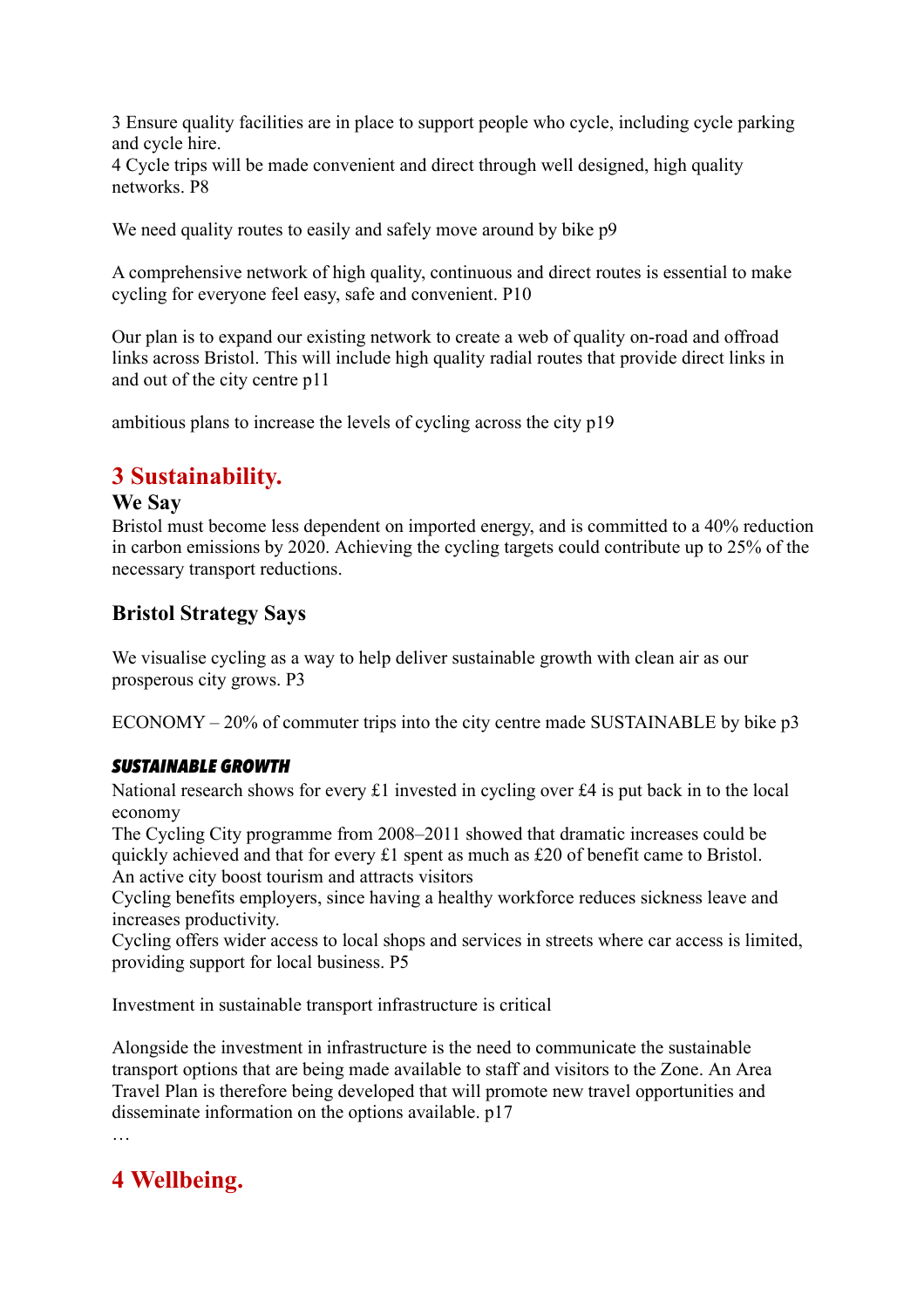3 Ensure quality facilities are in place to support people who cycle, including cycle parking and cycle hire.
4 Cycle trips will be made convenient and direct through well designed, high quality networks. P8

We need quality routes to easily and safely move around by bike p9

A comprehensive network of high quality, continuous and direct routes is essential to make cycling for everyone feel easy, safe and convenient. P10

Our plan is to expand our existing network to create a web of quality on-road and offroad links across Bristol. This will include high quality radial routes that provide direct links in and out of the city centre p11

ambitious plans to increase the levels of cycling across the city p19

## 3 Sustainability.

### We Say

Bristol must become less dependent on imported energy, and is committed to a 40% reduction in carbon emissions by 2020. Achieving the cycling targets could contribute up to 25% of the necessary transport reductions.

### Bristol Strategy Says

We visualise cycling as a way to help deliver sustainable growth with clean air as our prosperous city grows. P3

ECONOMY – 20% of commuter trips into the city centre made SUSTAINABLE by bike p3

***SUSTAINABLE GROWTH***

National research shows for every £1 invested in cycling over £4 is put back in to the local economy
The Cycling City programme from 2008–2011 showed that dramatic increases could be quickly achieved and that for every £1 spent as much as £20 of benefit came to Bristol.
An active city boost tourism and attracts visitors
Cycling benefits employers, since having a healthy workforce reduces sickness leave and increases productivity.
Cycling offers wider access to local shops and services in streets where car access is limited, providing support for local business. P5

Investment in sustainable transport infrastructure is critical

Alongside the investment in infrastructure is the need to communicate the sustainable transport options that are being made available to staff and visitors to the Zone. An Area Travel Plan is therefore being developed that will promote new travel opportunities and disseminate information on the options available. p17

…

## 4 Wellbeing.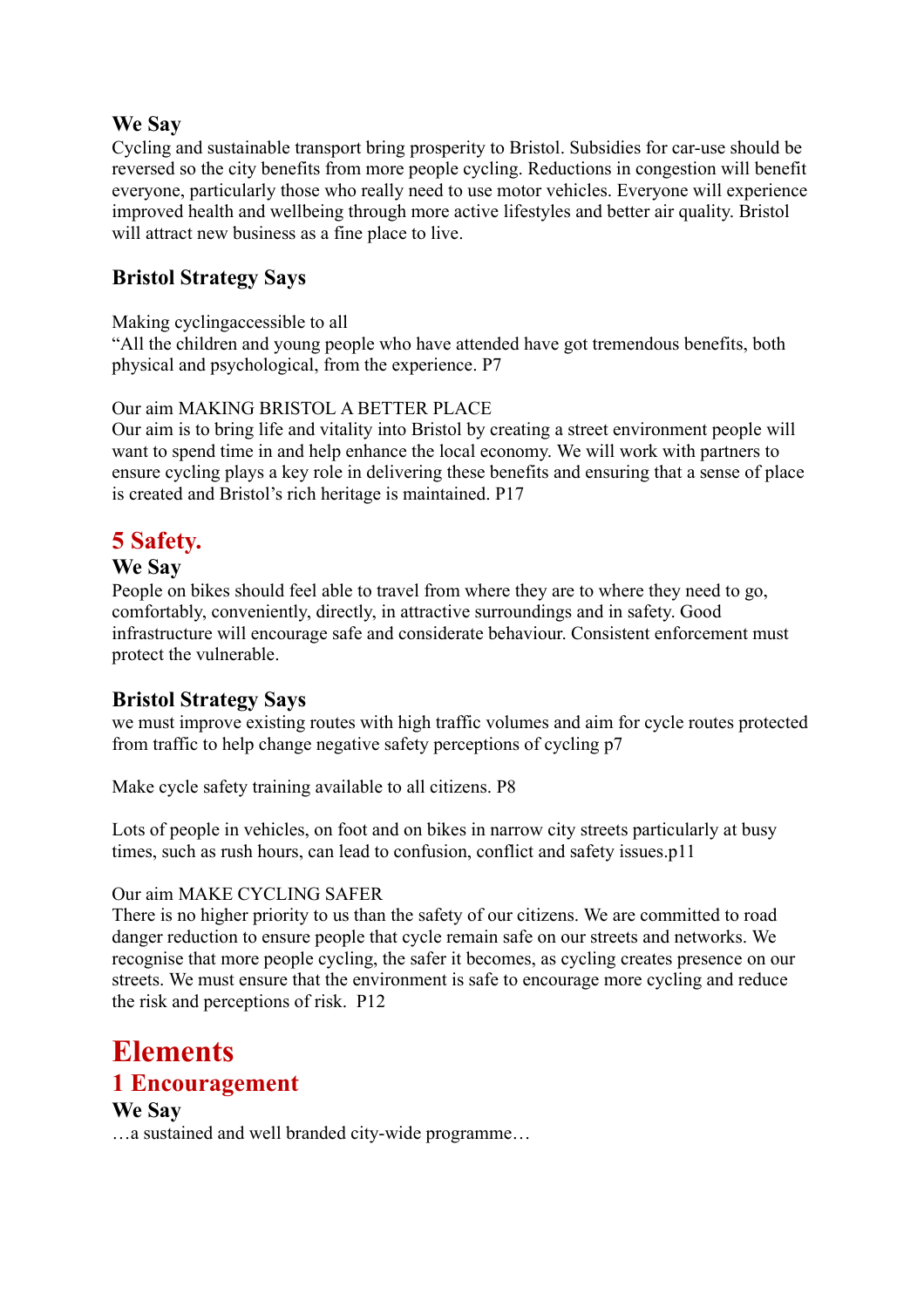### We Say

Cycling and sustainable transport bring prosperity to Bristol. Subsidies for car-use should be reversed so the city benefits from more people cycling. Reductions in congestion will benefit everyone, particularly those who really need to use motor vehicles. Everyone will experience improved health and wellbeing through more active lifestyles and better air quality. Bristol will attract new business as a fine place to live.

### Bristol Strategy Says

Making cyclingaccessible to all
“All the children and young people who have attended have got tremendous benefits, both physical and psychological, from the experience. P7

Our aim MAKING BRISTOL A BETTER PLACE
Our aim is to bring life and vitality into Bristol by creating a street environment people will want to spend time in and help enhance the local economy. We will work with partners to ensure cycling plays a key role in delivering these benefits and ensuring that a sense of place is created and Bristol’s rich heritage is maintained. P17

## 5 Safety.

### We Say

People on bikes should feel able to travel from where they are to where they need to go, comfortably, conveniently, directly, in attractive surroundings and in safety. Good infrastructure will encourage safe and considerate behaviour. Consistent enforcement must protect the vulnerable.

### Bristol Strategy Says

we must improve existing routes with high traffic volumes and aim for cycle routes protected from traffic to help change negative safety perceptions of cycling p7

Make cycle safety training available to all citizens. P8

Lots of people in vehicles, on foot and on bikes in narrow city streets particularly at busy times, such as rush hours, can lead to confusion, conflict and safety issues.p11

Our aim MAKE CYCLING SAFER
There is no higher priority to us than the safety of our citizens. We are committed to road danger reduction to ensure people that cycle remain safe on our streets and networks. We recognise that more people cycling, the safer it becomes, as cycling creates presence on our streets. We must ensure that the environment is safe to encourage more cycling and reduce the risk and perceptions of risk. P12

# Elements

## 1 Encouragement

### We Say

…a sustained and well branded city-wide programme…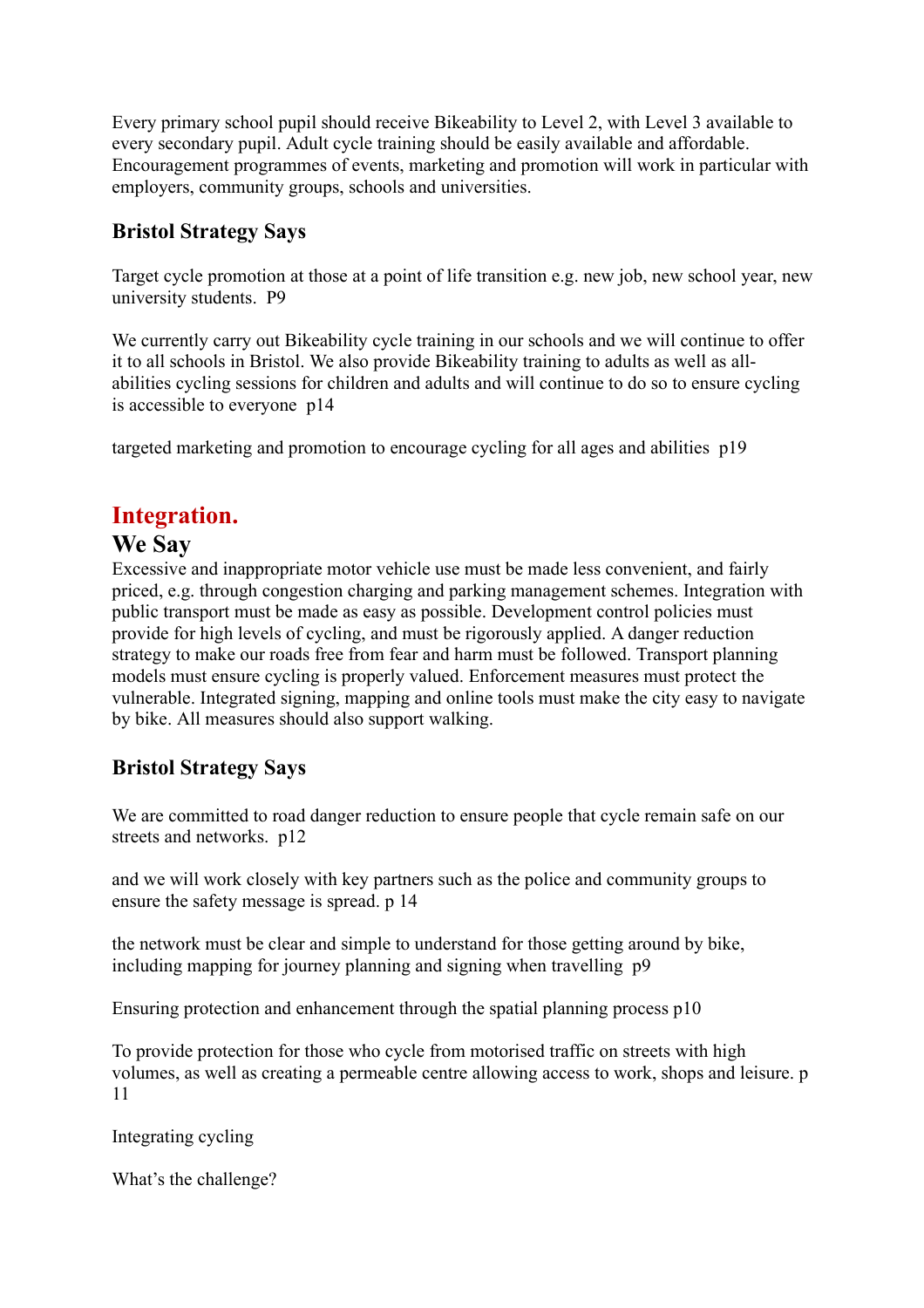Every primary school pupil should receive Bikeability to Level 2, with Level 3 available to every secondary pupil. Adult cycle training should be easily available and affordable. Encouragement programmes of events, marketing and promotion will work in particular with employers, community groups, schools and universities.

### Bristol Strategy Says

Target cycle promotion at those at a point of life transition e.g. new job, new school year, new university students.  P9

We currently carry out Bikeability cycle training in our schools and we will continue to offer it to all schools in Bristol. We also provide Bikeability training to adults as well as all-abilities cycling sessions for children and adults and will continue to do so to ensure cycling is accessible to everyone  p14

targeted marketing and promotion to encourage cycling for all ages and abilities  p19

## Integration.

### We Say

Excessive and inappropriate motor vehicle use must be made less convenient, and fairly priced, e.g. through congestion charging and parking management schemes. Integration with public transport must be made as easy as possible. Development control policies must provide for high levels of cycling, and must be rigorously applied. A danger reduction strategy to make our roads free from fear and harm must be followed. Transport planning models must ensure cycling is properly valued. Enforcement measures must protect the vulnerable. Integrated signing, mapping and online tools must make the city easy to navigate by bike. All measures should also support walking.

### Bristol Strategy Says

We are committed to road danger reduction to ensure people that cycle remain safe on our streets and networks.  p12

and we will work closely with key partners such as the police and community groups to ensure the safety message is spread. p 14

the network must be clear and simple to understand for those getting around by bike, including mapping for journey planning and signing when travelling  p9

Ensuring protection and enhancement through the spatial planning process p10

To provide protection for those who cycle from motorised traffic on streets with high volumes, as well as creating a permeable centre allowing access to work, shops and leisure. p 11

Integrating cycling

What's the challenge?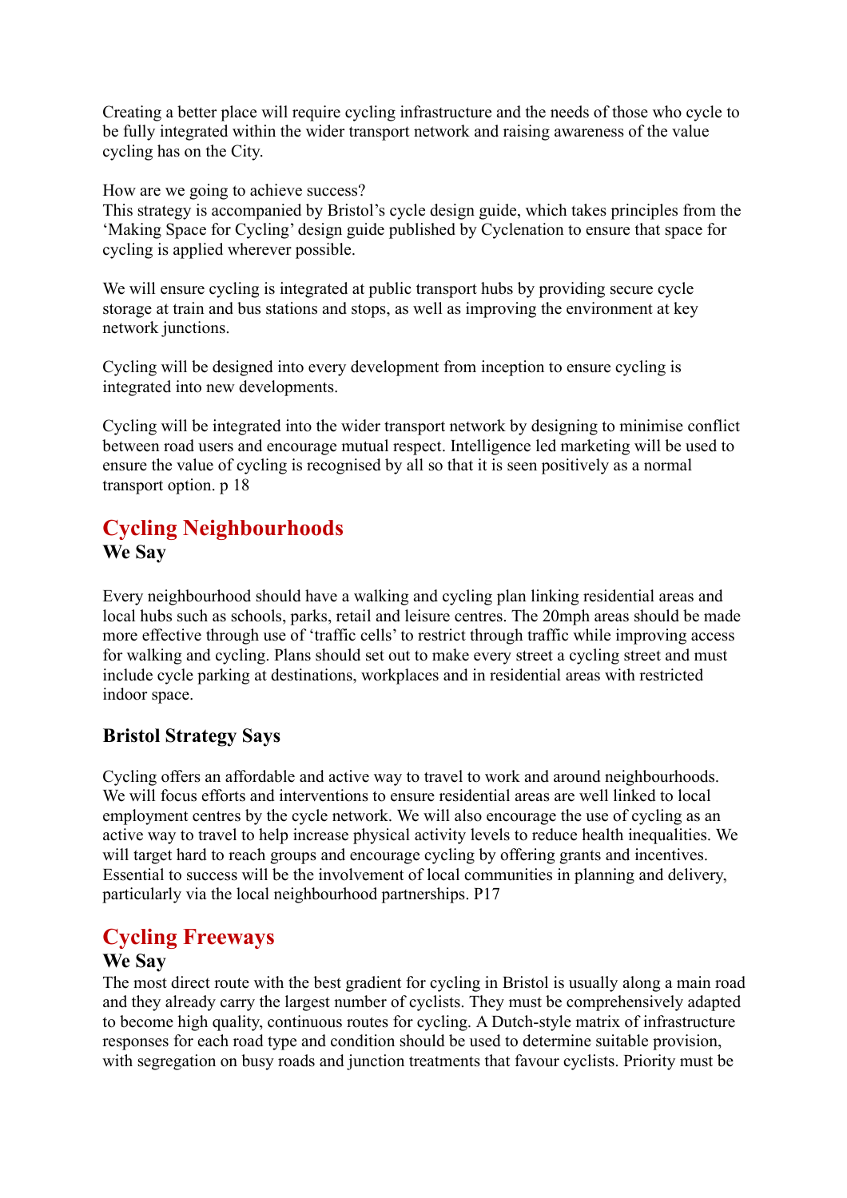Creating a better place will require cycling infrastructure and the needs of those who cycle to be fully integrated within the wider transport network and raising awareness of the value cycling has on the City.

How are we going to achieve success?
This strategy is accompanied by Bristol's cycle design guide, which takes principles from the 'Making Space for Cycling' design guide published by Cyclenation to ensure that space for cycling is applied wherever possible.

We will ensure cycling is integrated at public transport hubs by providing secure cycle storage at train and bus stations and stops, as well as improving the environment at key network junctions.

Cycling will be designed into every development from inception to ensure cycling is integrated into new developments.

Cycling will be integrated into the wider transport network by designing to minimise conflict between road users and encourage mutual respect. Intelligence led marketing will be used to ensure the value of cycling is recognised by all so that it is seen positively as a normal transport option. p 18

## Cycling Neighbourhoods

**We Say**

Every neighbourhood should have a walking and cycling plan linking residential areas and local hubs such as schools, parks, retail and leisure centres. The 20mph areas should be made more effective through use of 'traffic cells' to restrict through traffic while improving access for walking and cycling. Plans should set out to make every street a cycling street and must include cycle parking at destinations, workplaces and in residential areas with restricted indoor space.

### Bristol Strategy Says

Cycling offers an affordable and active way to travel to work and around neighbourhoods. We will focus efforts and interventions to ensure residential areas are well linked to local employment centres by the cycle network. We will also encourage the use of cycling as an active way to travel to help increase physical activity levels to reduce health inequalities. We will target hard to reach groups and encourage cycling by offering grants and incentives. Essential to success will be the involvement of local communities in planning and delivery, particularly via the local neighbourhood partnerships. P17

## Cycling Freeways

**We Say**

The most direct route with the best gradient for cycling in Bristol is usually along a main road and they already carry the largest number of cyclists. They must be comprehensively adapted to become high quality, continuous routes for cycling. A Dutch-style matrix of infrastructure responses for each road type and condition should be used to determine suitable provision, with segregation on busy roads and junction treatments that favour cyclists. Priority must be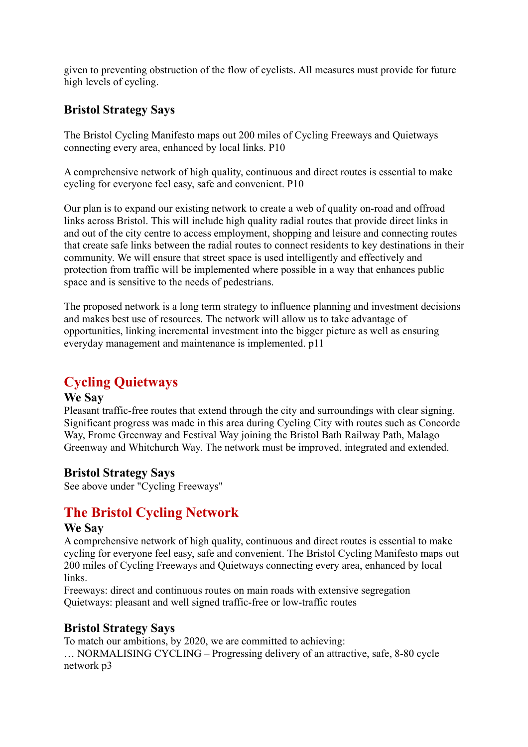given to preventing obstruction of the flow of cyclists. All measures must provide for future high levels of cycling.

### Bristol Strategy Says

The Bristol Cycling Manifesto maps out 200 miles of Cycling Freeways and Quietways connecting every area, enhanced by local links. P10

A comprehensive network of high quality, continuous and direct routes is essential to make cycling for everyone feel easy, safe and convenient. P10

Our plan is to expand our existing network to create a web of quality on-road and offroad links across Bristol. This will include high quality radial routes that provide direct links in and out of the city centre to access employment, shopping and leisure and connecting routes that create safe links between the radial routes to connect residents to key destinations in their community. We will ensure that street space is used intelligently and effectively and protection from traffic will be implemented where possible in a way that enhances public space and is sensitive to the needs of pedestrians.

The proposed network is a long term strategy to influence planning and investment decisions and makes best use of resources. The network will allow us to take advantage of opportunities, linking incremental investment into the bigger picture as well as ensuring everyday management and maintenance is implemented. p11

## Cycling Quietways

### We Say

Pleasant traffic-free routes that extend through the city and surroundings with clear signing. Significant progress was made in this area during Cycling City with routes such as Concorde Way, Frome Greenway and Festival Way joining the Bristol Bath Railway Path, Malago Greenway and Whitchurch Way. The network must be improved, integrated and extended.

### Bristol Strategy Says

See above under "Cycling Freeways"

## The Bristol Cycling Network

### We Say

A comprehensive network of high quality, continuous and direct routes is essential to make cycling for everyone feel easy, safe and convenient. The Bristol Cycling Manifesto maps out 200 miles of Cycling Freeways and Quietways connecting every area, enhanced by local links.
Freeways: direct and continuous routes on main roads with extensive segregation
Quietways: pleasant and well signed traffic-free or low-traffic routes

### Bristol Strategy Says

To match our ambitions, by 2020, we are committed to achieving:
… NORMALISING CYCLING – Progressing delivery of an attractive, safe, 8-80 cycle network p3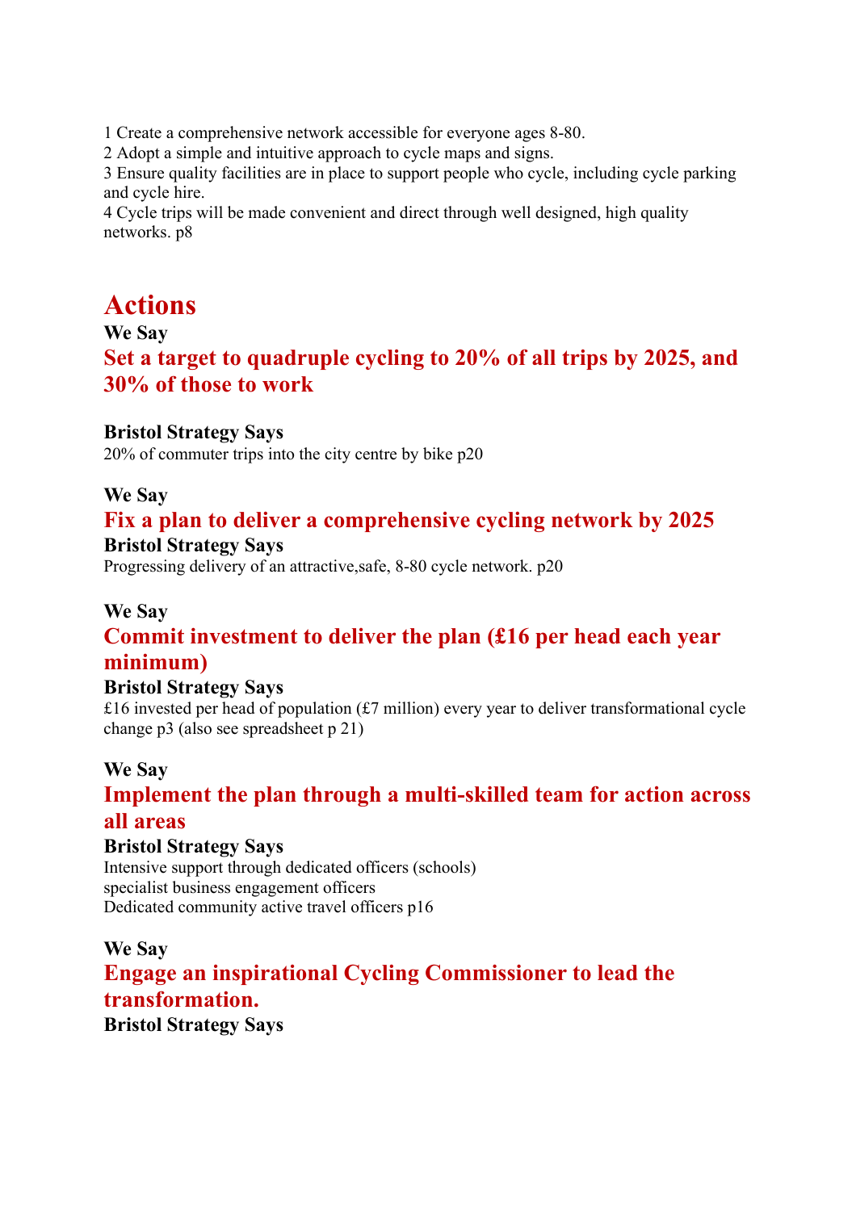1 Create a comprehensive network accessible for everyone ages 8-80.
2 Adopt a simple and intuitive approach to cycle maps and signs.
3 Ensure quality facilities are in place to support people who cycle, including cycle parking and cycle hire.
4 Cycle trips will be made convenient and direct through well designed, high quality networks. p8

# Actions

**We Say**

### Set a target to quadruple cycling to 20% of all trips by 2025, and 30% of those to work

**Bristol Strategy Says**

20% of commuter trips into the city centre by bike p20

**We Say**

### Fix a plan to deliver a comprehensive cycling network by 2025

**Bristol Strategy Says**

Progressing delivery of an attractive,safe, 8-80 cycle network. p20

**We Say**

### Commit investment to deliver the plan (£16 per head each year minimum)

**Bristol Strategy Says**

£16 invested per head of population (£7 million) every year to deliver transformational cycle change p3 (also see spreadsheet p 21)

**We Say**

### Implement the plan through a multi-skilled team for action across all areas

**Bristol Strategy Says**

Intensive support through dedicated officers (schools)
specialist business engagement officers
Dedicated community active travel officers p16

**We Say**

### Engage an inspirational Cycling Commissioner to lead the transformation.

**Bristol Strategy Says**